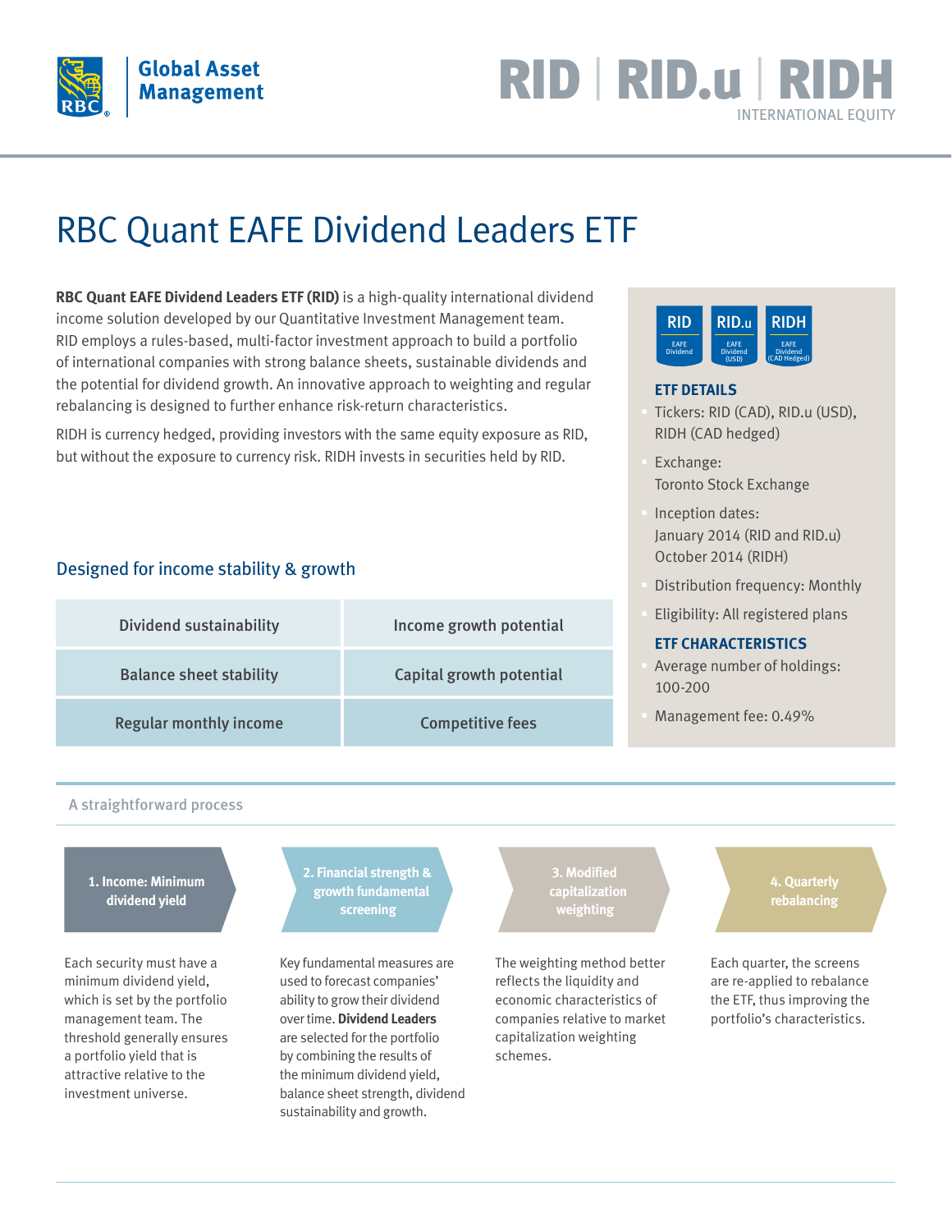RBC Global Asset Management

# RID | RID.u | RIDH

INTERNATIONAL EQUITY

# RBC Quant EAFE Dividend Leaders ETF

**RBC Quant EAFE Dividend Leaders ETF (RID)** is a high-quality international dividend income solution developed by our Quantitative Investment Management team. RID employs a rules-based, multi-factor investment approach to build a portfolio of international companies with strong balance sheets, sustainable dividends and the potential for dividend growth. An innovative approach to weighting and regular rebalancing is designed to further enhance risk-return characteristics.

RIDH is currency hedged, providing investors with the same equity exposure as RID, but without the exposure to currency risk. RIDH invests in securities held by RID.

## Designed for income stability & growth

| Dividend sustainability | Income growth potential |
|---|---|
| Balance sheet stability | Capital growth potential |
| Regular monthly income | Competitive fees |

RID – EAFE Dividend | RID.u – EAFE Dividend (USD) | RIDH – EAFE Dividend (CAD Hedged)

### ETF DETAILS

- Tickers: RID (CAD), RID.u (USD), RIDH (CAD hedged)
- Exchange: Toronto Stock Exchange
- Inception dates: January 2014 (RID and RID.u) October 2014 (RIDH)
- Distribution frequency: Monthly
- Eligibility: All registered plans

### ETF CHARACTERISTICS

- Average number of holdings: 100-200
- Management fee: 0.49%

## A straightforward process

**1. Income: Minimum dividend yield**

Each security must have a minimum dividend yield, which is set by the portfolio management team. The threshold generally ensures a portfolio yield that is attractive relative to the investment universe.

**2. Financial strength & growth fundamental screening**

Key fundamental measures are used to forecast companies' ability to grow their dividend over time. **Dividend Leaders** are selected for the portfolio by combining the results of the minimum dividend yield, balance sheet strength, dividend sustainability and growth.

**3. Modified capitalization weighting**

The weighting method better reflects the liquidity and economic characteristics of companies relative to market capitalization weighting schemes.

**4. Quarterly rebalancing**

Each quarter, the screens are re-applied to rebalance the ETF, thus improving the portfolio's characteristics.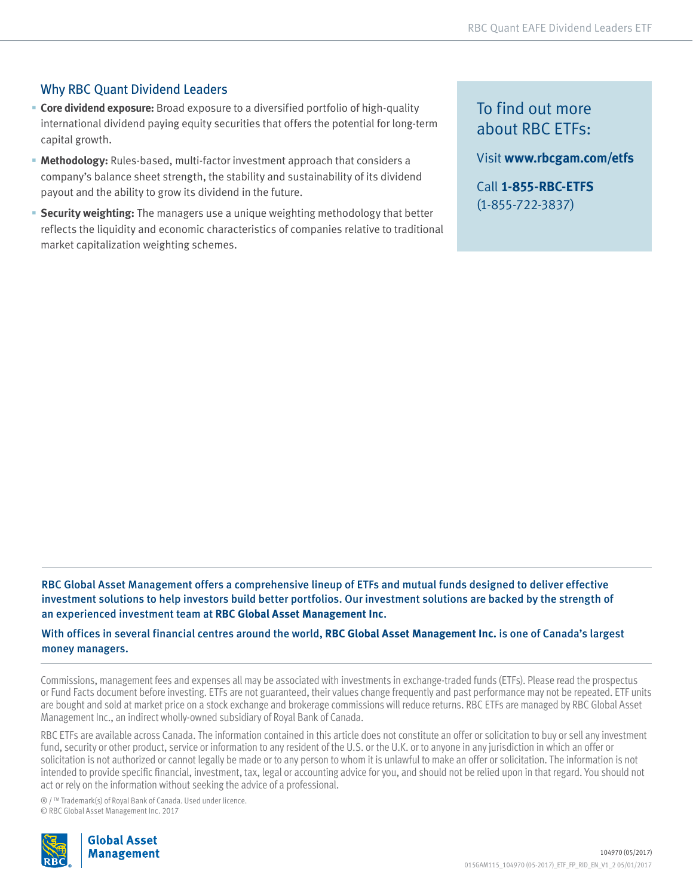## Why RBC Quant Dividend Leaders

- **Core dividend exposure:** Broad exposure to a diversified portfolio of high-quality international dividend paying equity securities that offers the potential for long-term capital growth.
- **Methodology:** Rules-based, multi-factor investment approach that considers a company's balance sheet strength, the stability and sustainability of its dividend payout and the ability to grow its dividend in the future.
- **Security weighting:** The managers use a unique weighting methodology that better reflects the liquidity and economic characteristics of companies relative to traditional market capitalization weighting schemes.

### To find out more about RBC ETFs:

Visit **www.rbcgam.com/etfs**

Call **1-855-RBC-ETFS**
(1-855-722-3837)

**RBC Global Asset Management offers a comprehensive lineup of ETFs and mutual funds designed to deliver effective investment solutions to help investors build better portfolios. Our investment solutions are backed by the strength of an experienced investment team at RBC Global Asset Management Inc.**

**With offices in several financial centres around the world, RBC Global Asset Management Inc. is one of Canada's largest money managers.**

Commissions, management fees and expenses all may be associated with investments in exchange-traded funds (ETFs). Please read the prospectus or Fund Facts document before investing. ETFs are not guaranteed, their values change frequently and past performance may not be repeated. ETF units are bought and sold at market price on a stock exchange and brokerage commissions will reduce returns. RBC ETFs are managed by RBC Global Asset Management Inc., an indirect wholly-owned subsidiary of Royal Bank of Canada.

RBC ETFs are available across Canada. The information contained in this article does not constitute an offer or solicitation to buy or sell any investment fund, security or other product, service or information to any resident of the U.S. or the U.K. or to anyone in any jurisdiction in which an offer or solicitation is not authorized or cannot legally be made or to any person to whom it is unlawful to make an offer or solicitation. The information is not intended to provide specific financial, investment, tax, legal or accounting advice for you, and should not be relied upon in that regard. You should not act or rely on the information without seeking the advice of a professional.

® / ™ Trademark(s) of Royal Bank of Canada. Used under licence.
© RBC Global Asset Management Inc. 2017

Global Asset Management

104970 (05/2017)
015GAM115_104970 (05-2017)_ETF_FP_RID_EN_V1_2 05/01/2017